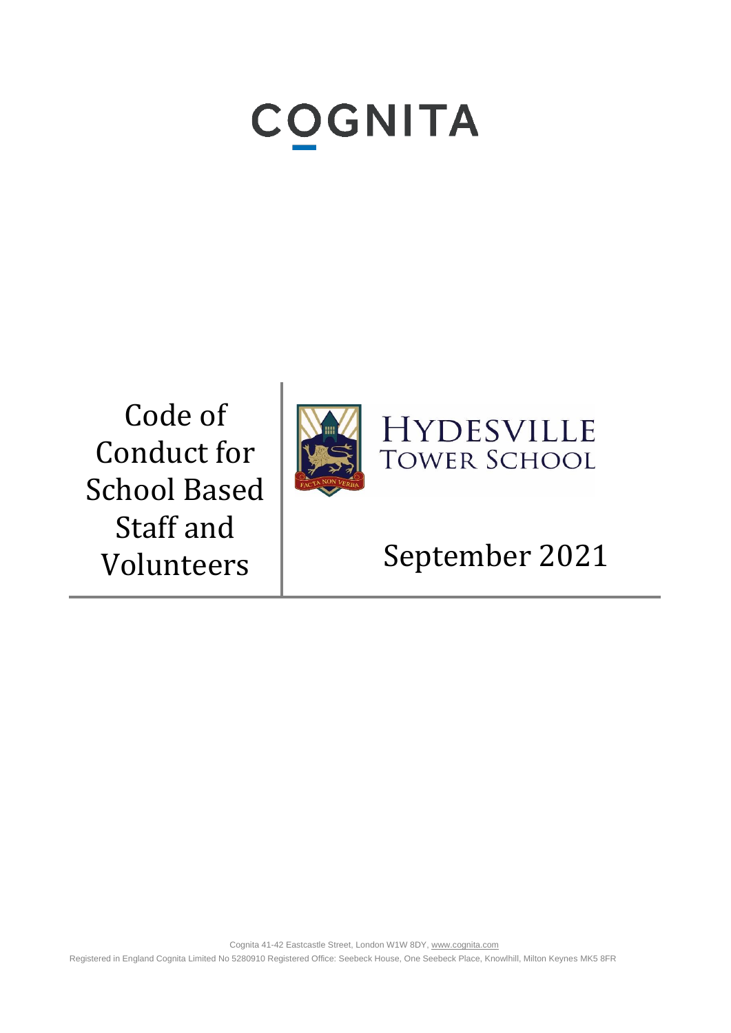# COGNITA

# Code of Conduct for School Based Staff and Volunteers

HYDESVILLE TOWER SCHOOL

FACTA NON VERBA

September 2021

Cognita 41-42 Eastcastle Street, London W1W 8DY, www.cognita.com

Registered in England Cognita Limited No 5280910 Registered Office: Seebeck House, One Seebeck Place, Knowlhill, Milton Keynes MK5 8FR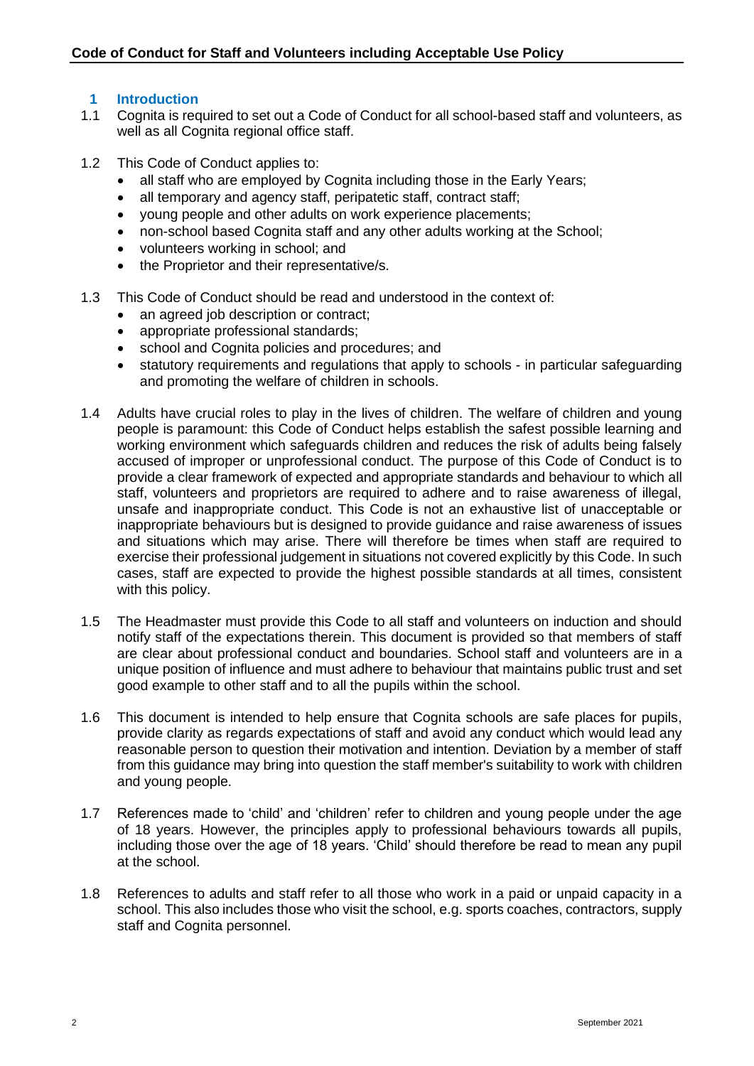## 1 Introduction

1.1 Cognita is required to set out a Code of Conduct for all school-based staff and volunteers, as well as all Cognita regional office staff.

1.2 This Code of Conduct applies to:

- all staff who are employed by Cognita including those in the Early Years;
- all temporary and agency staff, peripatetic staff, contract staff;
- young people and other adults on work experience placements;
- non-school based Cognita staff and any other adults working at the School;
- volunteers working in school; and
- the Proprietor and their representative/s.

1.3 This Code of Conduct should be read and understood in the context of:

- an agreed job description or contract;
- appropriate professional standards;
- school and Cognita policies and procedures; and
- statutory requirements and regulations that apply to schools - in particular safeguarding and promoting the welfare of children in schools.

1.4 Adults have crucial roles to play in the lives of children. The welfare of children and young people is paramount: this Code of Conduct helps establish the safest possible learning and working environment which safeguards children and reduces the risk of adults being falsely accused of improper or unprofessional conduct. The purpose of this Code of Conduct is to provide a clear framework of expected and appropriate standards and behaviour to which all staff, volunteers and proprietors are required to adhere and to raise awareness of illegal, unsafe and inappropriate conduct. This Code is not an exhaustive list of unacceptable or inappropriate behaviours but is designed to provide guidance and raise awareness of issues and situations which may arise. There will therefore be times when staff are required to exercise their professional judgement in situations not covered explicitly by this Code. In such cases, staff are expected to provide the highest possible standards at all times, consistent with this policy.

1.5 The Headmaster must provide this Code to all staff and volunteers on induction and should notify staff of the expectations therein. This document is provided so that members of staff are clear about professional conduct and boundaries. School staff and volunteers are in a unique position of influence and must adhere to behaviour that maintains public trust and set good example to other staff and to all the pupils within the school.

1.6 This document is intended to help ensure that Cognita schools are safe places for pupils, provide clarity as regards expectations of staff and avoid any conduct which would lead any reasonable person to question their motivation and intention. Deviation by a member of staff from this guidance may bring into question the staff member's suitability to work with children and young people.

1.7 References made to 'child' and 'children' refer to children and young people under the age of 18 years. However, the principles apply to professional behaviours towards all pupils, including those over the age of 18 years. 'Child' should therefore be read to mean any pupil at the school.

1.8 References to adults and staff refer to all those who work in a paid or unpaid capacity in a school. This also includes those who visit the school, e.g. sports coaches, contractors, supply staff and Cognita personnel.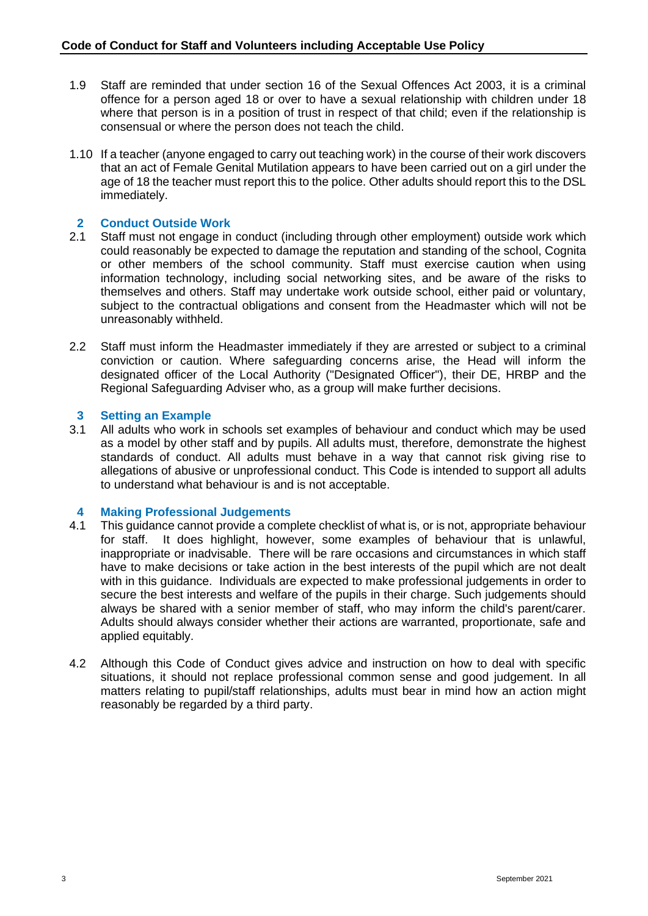1.9 Staff are reminded that under section 16 of the Sexual Offences Act 2003, it is a criminal offence for a person aged 18 or over to have a sexual relationship with children under 18 where that person is in a position of trust in respect of that child; even if the relationship is consensual or where the person does not teach the child.

1.10 If a teacher (anyone engaged to carry out teaching work) in the course of their work discovers that an act of Female Genital Mutilation appears to have been carried out on a girl under the age of 18 the teacher must report this to the police. Other adults should report this to the DSL immediately.

## 2 Conduct Outside Work

2.1 Staff must not engage in conduct (including through other employment) outside work which could reasonably be expected to damage the reputation and standing of the school, Cognita or other members of the school community. Staff must exercise caution when using information technology, including social networking sites, and be aware of the risks to themselves and others. Staff may undertake work outside school, either paid or voluntary, subject to the contractual obligations and consent from the Headmaster which will not be unreasonably withheld.

2.2 Staff must inform the Headmaster immediately if they are arrested or subject to a criminal conviction or caution. Where safeguarding concerns arise, the Head will inform the designated officer of the Local Authority ("Designated Officer"), their DE, HRBP and the Regional Safeguarding Adviser who, as a group will make further decisions.

## 3 Setting an Example

3.1 All adults who work in schools set examples of behaviour and conduct which may be used as a model by other staff and by pupils. All adults must, therefore, demonstrate the highest standards of conduct. All adults must behave in a way that cannot risk giving rise to allegations of abusive or unprofessional conduct. This Code is intended to support all adults to understand what behaviour is and is not acceptable.

## 4 Making Professional Judgements

4.1 This guidance cannot provide a complete checklist of what is, or is not, appropriate behaviour for staff. It does highlight, however, some examples of behaviour that is unlawful, inappropriate or inadvisable. There will be rare occasions and circumstances in which staff have to make decisions or take action in the best interests of the pupil which are not dealt with in this guidance. Individuals are expected to make professional judgements in order to secure the best interests and welfare of the pupils in their charge. Such judgements should always be shared with a senior member of staff, who may inform the child's parent/carer. Adults should always consider whether their actions are warranted, proportionate, safe and applied equitably.

4.2 Although this Code of Conduct gives advice and instruction on how to deal with specific situations, it should not replace professional common sense and good judgement. In all matters relating to pupil/staff relationships, adults must bear in mind how an action might reasonably be regarded by a third party.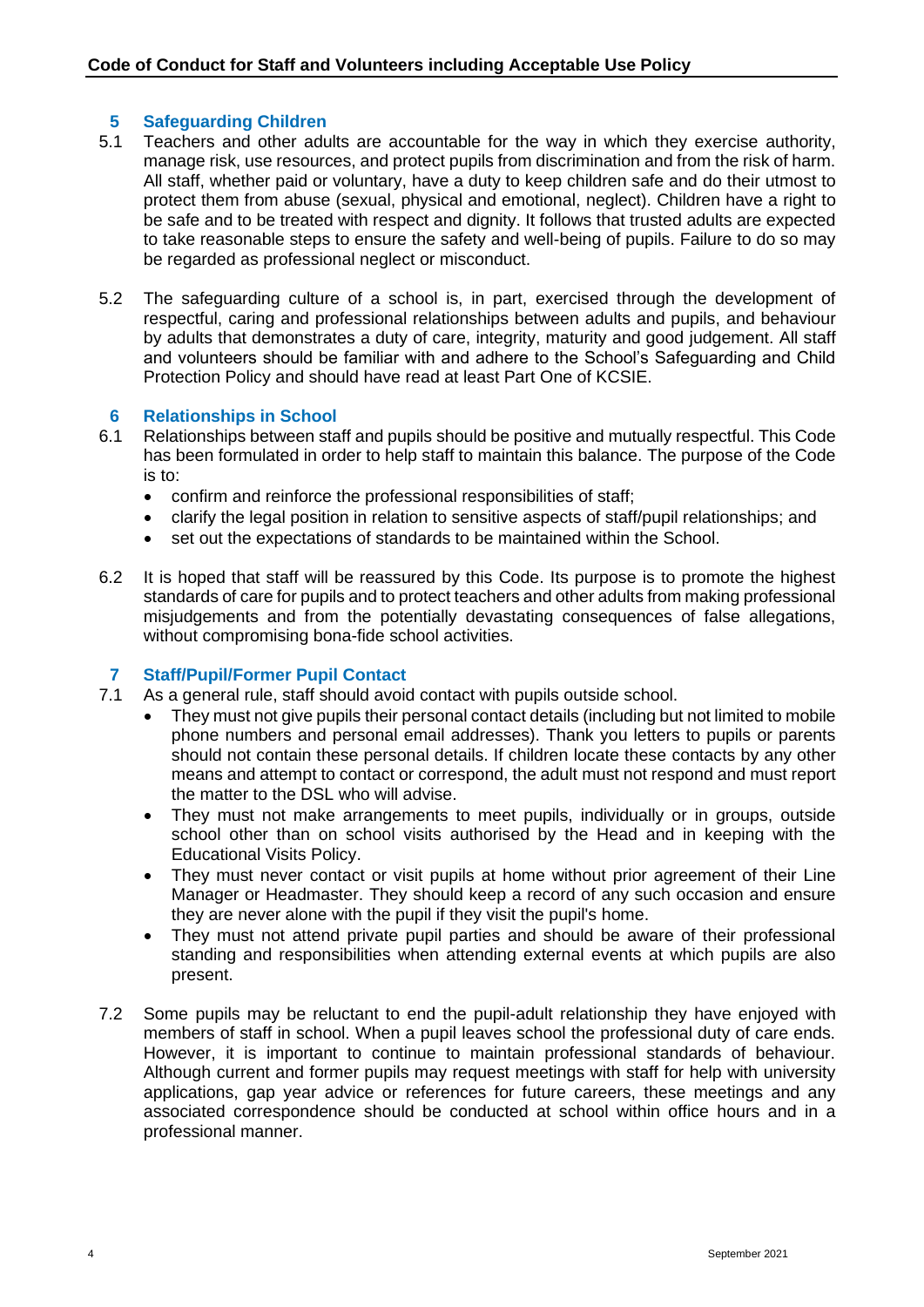## 5 Safeguarding Children

5.1 Teachers and other adults are accountable for the way in which they exercise authority, manage risk, use resources, and protect pupils from discrimination and from the risk of harm. All staff, whether paid or voluntary, have a duty to keep children safe and do their utmost to protect them from abuse (sexual, physical and emotional, neglect). Children have a right to be safe and to be treated with respect and dignity. It follows that trusted adults are expected to take reasonable steps to ensure the safety and well-being of pupils. Failure to do so may be regarded as professional neglect or misconduct.

5.2 The safeguarding culture of a school is, in part, exercised through the development of respectful, caring and professional relationships between adults and pupils, and behaviour by adults that demonstrates a duty of care, integrity, maturity and good judgement. All staff and volunteers should be familiar with and adhere to the School's Safeguarding and Child Protection Policy and should have read at least Part One of KCSIE.

## 6 Relationships in School

6.1 Relationships between staff and pupils should be positive and mutually respectful. This Code has been formulated in order to help staff to maintain this balance. The purpose of the Code is to:

- confirm and reinforce the professional responsibilities of staff;
- clarify the legal position in relation to sensitive aspects of staff/pupil relationships; and
- set out the expectations of standards to be maintained within the School.

6.2 It is hoped that staff will be reassured by this Code. Its purpose is to promote the highest standards of care for pupils and to protect teachers and other adults from making professional misjudgements and from the potentially devastating consequences of false allegations, without compromising bona-fide school activities.

## 7 Staff/Pupil/Former Pupil Contact

7.1 As a general rule, staff should avoid contact with pupils outside school.

- They must not give pupils their personal contact details (including but not limited to mobile phone numbers and personal email addresses). Thank you letters to pupils or parents should not contain these personal details. If children locate these contacts by any other means and attempt to contact or correspond, the adult must not respond and must report the matter to the DSL who will advise.
- They must not make arrangements to meet pupils, individually or in groups, outside school other than on school visits authorised by the Head and in keeping with the Educational Visits Policy.
- They must never contact or visit pupils at home without prior agreement of their Line Manager or Headmaster. They should keep a record of any such occasion and ensure they are never alone with the pupil if they visit the pupil's home.
- They must not attend private pupil parties and should be aware of their professional standing and responsibilities when attending external events at which pupils are also present.

7.2 Some pupils may be reluctant to end the pupil-adult relationship they have enjoyed with members of staff in school. When a pupil leaves school the professional duty of care ends. However, it is important to continue to maintain professional standards of behaviour. Although current and former pupils may request meetings with staff for help with university applications, gap year advice or references for future careers, these meetings and any associated correspondence should be conducted at school within office hours and in a professional manner.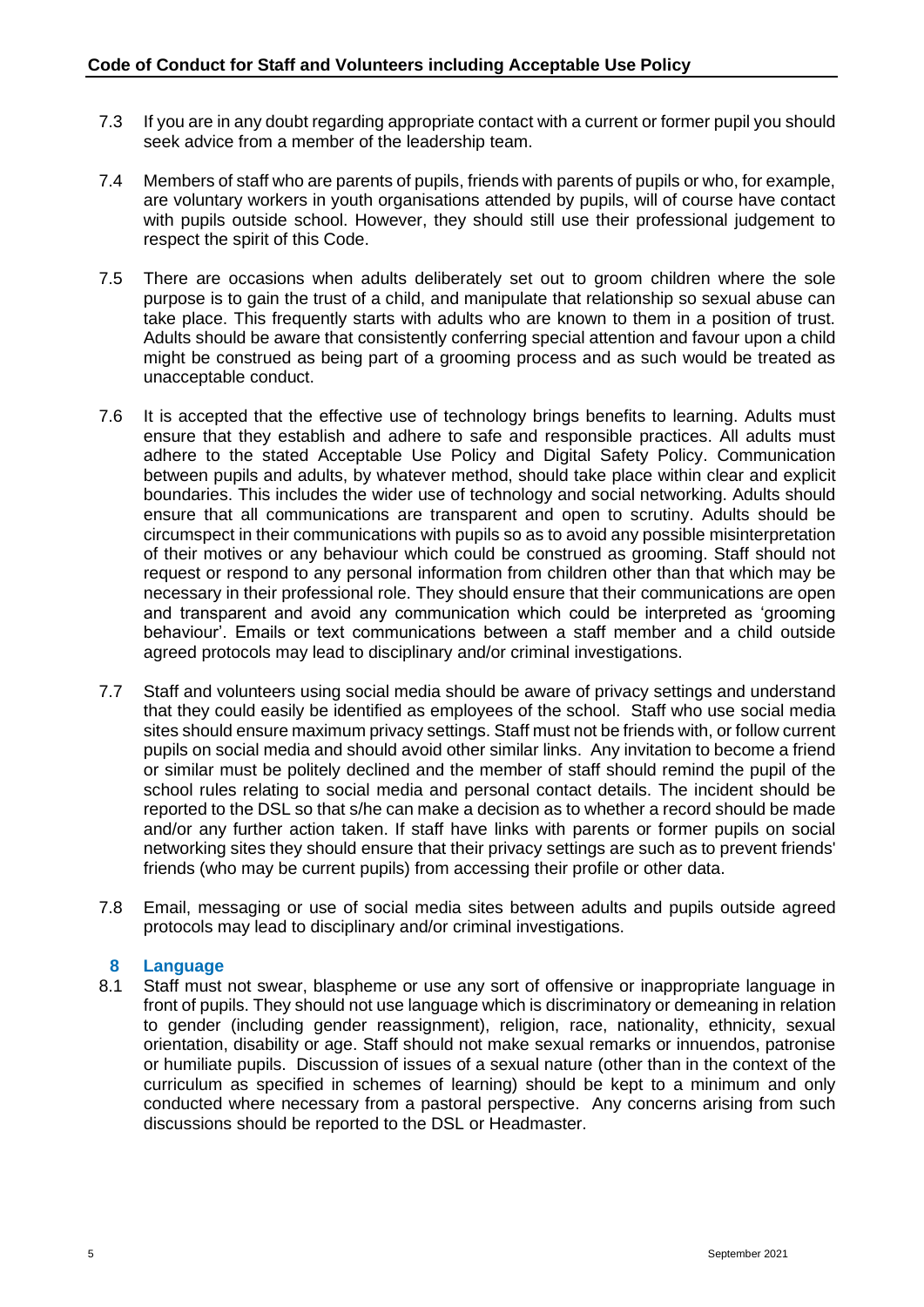7.3 If you are in any doubt regarding appropriate contact with a current or former pupil you should seek advice from a member of the leadership team.

7.4 Members of staff who are parents of pupils, friends with parents of pupils or who, for example, are voluntary workers in youth organisations attended by pupils, will of course have contact with pupils outside school. However, they should still use their professional judgement to respect the spirit of this Code.

7.5 There are occasions when adults deliberately set out to groom children where the sole purpose is to gain the trust of a child, and manipulate that relationship so sexual abuse can take place. This frequently starts with adults who are known to them in a position of trust. Adults should be aware that consistently conferring special attention and favour upon a child might be construed as being part of a grooming process and as such would be treated as unacceptable conduct.

7.6 It is accepted that the effective use of technology brings benefits to learning. Adults must ensure that they establish and adhere to safe and responsible practices. All adults must adhere to the stated Acceptable Use Policy and Digital Safety Policy. Communication between pupils and adults, by whatever method, should take place within clear and explicit boundaries. This includes the wider use of technology and social networking. Adults should ensure that all communications are transparent and open to scrutiny. Adults should be circumspect in their communications with pupils so as to avoid any possible misinterpretation of their motives or any behaviour which could be construed as grooming. Staff should not request or respond to any personal information from children other than that which may be necessary in their professional role. They should ensure that their communications are open and transparent and avoid any communication which could be interpreted as 'grooming behaviour'. Emails or text communications between a staff member and a child outside agreed protocols may lead to disciplinary and/or criminal investigations.

7.7 Staff and volunteers using social media should be aware of privacy settings and understand that they could easily be identified as employees of the school. Staff who use social media sites should ensure maximum privacy settings. Staff must not be friends with, or follow current pupils on social media and should avoid other similar links. Any invitation to become a friend or similar must be politely declined and the member of staff should remind the pupil of the school rules relating to social media and personal contact details. The incident should be reported to the DSL so that s/he can make a decision as to whether a record should be made and/or any further action taken. If staff have links with parents or former pupils on social networking sites they should ensure that their privacy settings are such as to prevent friends' friends (who may be current pupils) from accessing their profile or other data.

7.8 Email, messaging or use of social media sites between adults and pupils outside agreed protocols may lead to disciplinary and/or criminal investigations.

## 8 Language

8.1 Staff must not swear, blaspheme or use any sort of offensive or inappropriate language in front of pupils. They should not use language which is discriminatory or demeaning in relation to gender (including gender reassignment), religion, race, nationality, ethnicity, sexual orientation, disability or age. Staff should not make sexual remarks or innuendos, patronise or humiliate pupils. Discussion of issues of a sexual nature (other than in the context of the curriculum as specified in schemes of learning) should be kept to a minimum and only conducted where necessary from a pastoral perspective. Any concerns arising from such discussions should be reported to the DSL or Headmaster.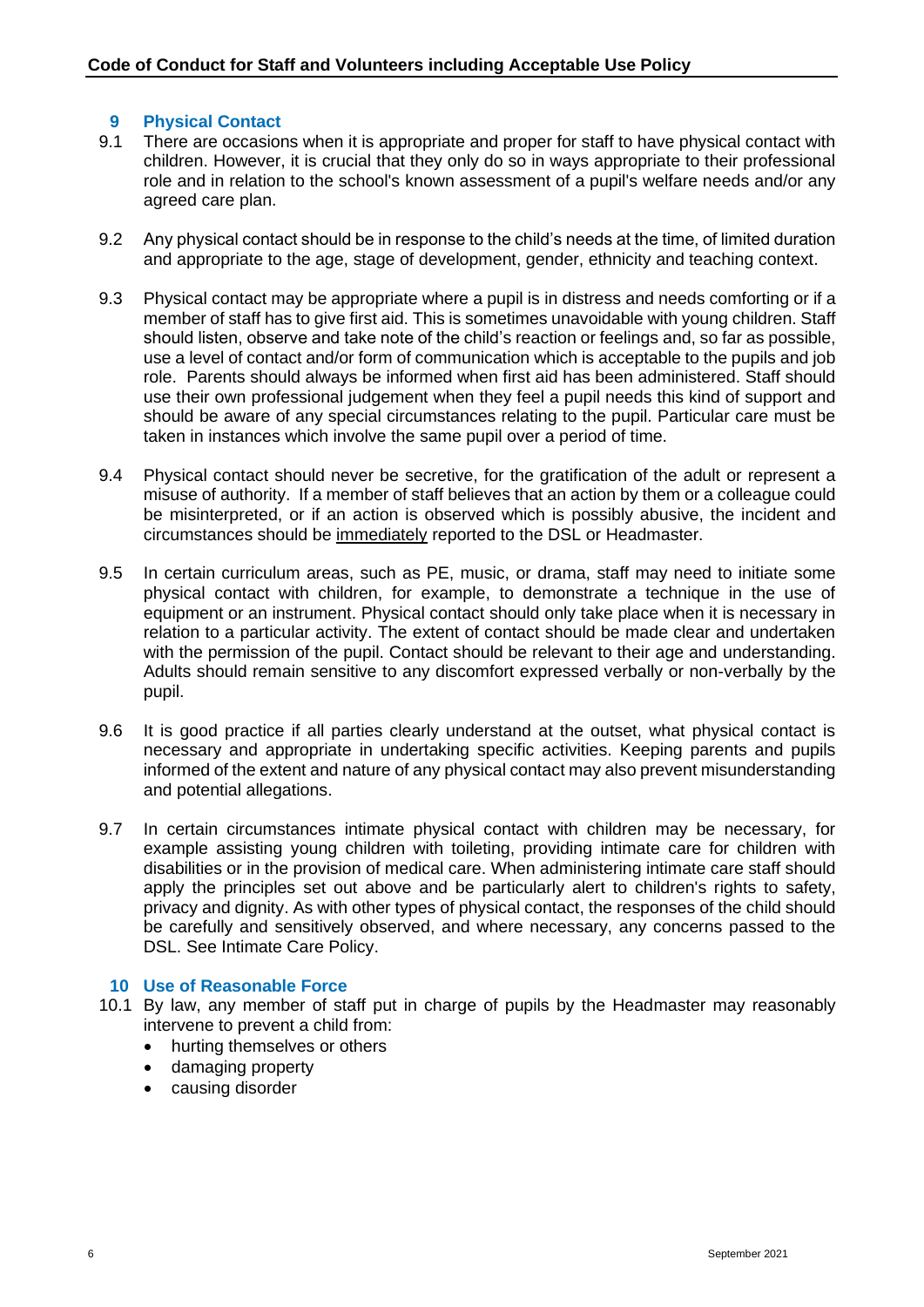## 9 Physical Contact

9.1 There are occasions when it is appropriate and proper for staff to have physical contact with children. However, it is crucial that they only do so in ways appropriate to their professional role and in relation to the school's known assessment of a pupil's welfare needs and/or any agreed care plan.

9.2 Any physical contact should be in response to the child's needs at the time, of limited duration and appropriate to the age, stage of development, gender, ethnicity and teaching context.

9.3 Physical contact may be appropriate where a pupil is in distress and needs comforting or if a member of staff has to give first aid. This is sometimes unavoidable with young children. Staff should listen, observe and take note of the child's reaction or feelings and, so far as possible, use a level of contact and/or form of communication which is acceptable to the pupils and job role. Parents should always be informed when first aid has been administered. Staff should use their own professional judgement when they feel a pupil needs this kind of support and should be aware of any special circumstances relating to the pupil. Particular care must be taken in instances which involve the same pupil over a period of time.

9.4 Physical contact should never be secretive, for the gratification of the adult or represent a misuse of authority. If a member of staff believes that an action by them or a colleague could be misinterpreted, or if an action is observed which is possibly abusive, the incident and circumstances should be immediately reported to the DSL or Headmaster.

9.5 In certain curriculum areas, such as PE, music, or drama, staff may need to initiate some physical contact with children, for example, to demonstrate a technique in the use of equipment or an instrument. Physical contact should only take place when it is necessary in relation to a particular activity. The extent of contact should be made clear and undertaken with the permission of the pupil. Contact should be relevant to their age and understanding. Adults should remain sensitive to any discomfort expressed verbally or non-verbally by the pupil.

9.6 It is good practice if all parties clearly understand at the outset, what physical contact is necessary and appropriate in undertaking specific activities. Keeping parents and pupils informed of the extent and nature of any physical contact may also prevent misunderstanding and potential allegations.

9.7 In certain circumstances intimate physical contact with children may be necessary, for example assisting young children with toileting, providing intimate care for children with disabilities or in the provision of medical care. When administering intimate care staff should apply the principles set out above and be particularly alert to children's rights to safety, privacy and dignity. As with other types of physical contact, the responses of the child should be carefully and sensitively observed, and where necessary, any concerns passed to the DSL. See Intimate Care Policy.

## 10 Use of Reasonable Force

10.1 By law, any member of staff put in charge of pupils by the Headmaster may reasonably intervene to prevent a child from:

- hurting themselves or others
- damaging property
- causing disorder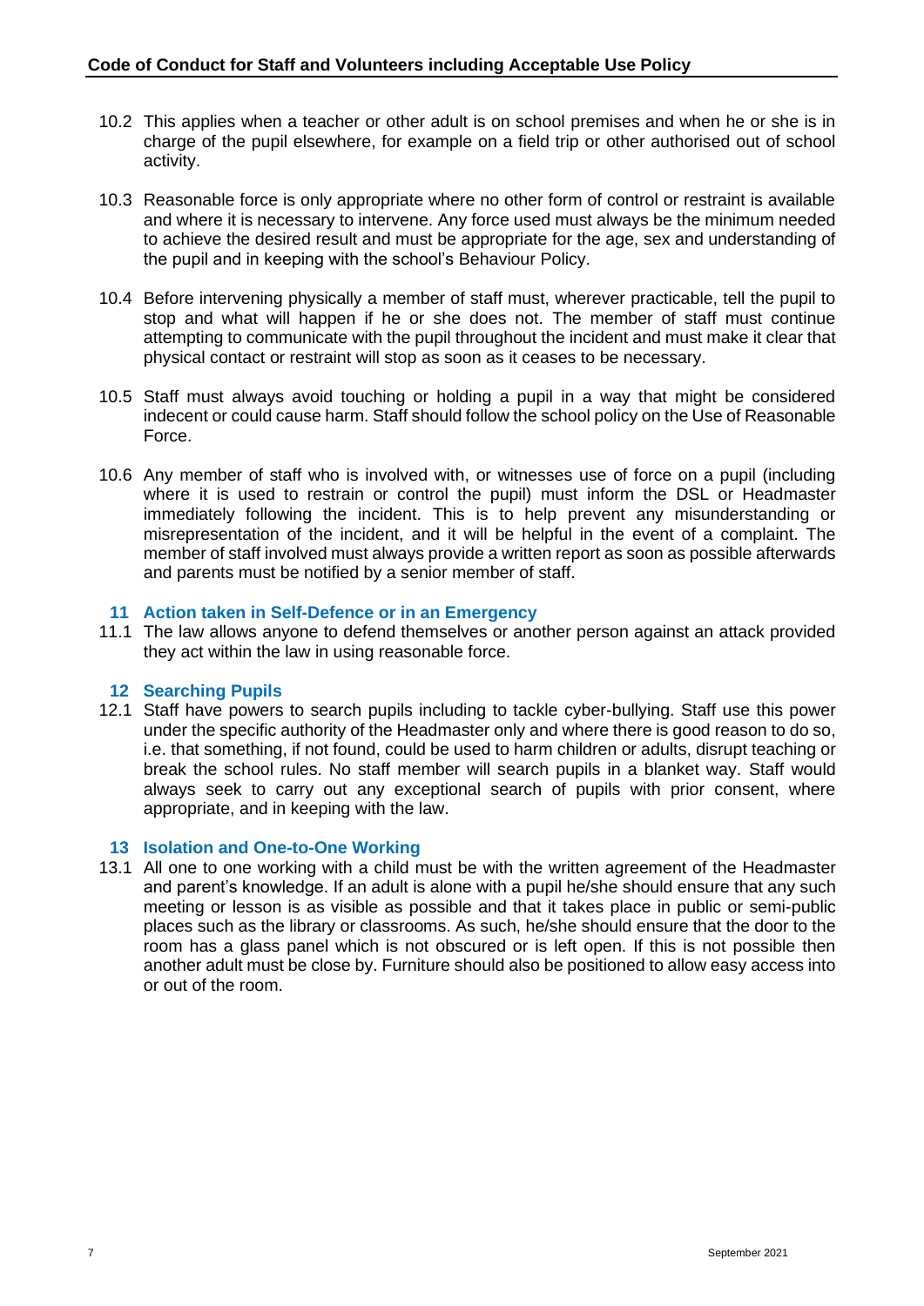10.2 This applies when a teacher or other adult is on school premises and when he or she is in charge of the pupil elsewhere, for example on a field trip or other authorised out of school activity.

10.3 Reasonable force is only appropriate where no other form of control or restraint is available and where it is necessary to intervene. Any force used must always be the minimum needed to achieve the desired result and must be appropriate for the age, sex and understanding of the pupil and in keeping with the school's Behaviour Policy.

10.4 Before intervening physically a member of staff must, wherever practicable, tell the pupil to stop and what will happen if he or she does not. The member of staff must continue attempting to communicate with the pupil throughout the incident and must make it clear that physical contact or restraint will stop as soon as it ceases to be necessary.

10.5 Staff must always avoid touching or holding a pupil in a way that might be considered indecent or could cause harm. Staff should follow the school policy on the Use of Reasonable Force.

10.6 Any member of staff who is involved with, or witnesses use of force on a pupil (including where it is used to restrain or control the pupil) must inform the DSL or Headmaster immediately following the incident. This is to help prevent any misunderstanding or misrepresentation of the incident, and it will be helpful in the event of a complaint. The member of staff involved must always provide a written report as soon as possible afterwards and parents must be notified by a senior member of staff.

## 11 Action taken in Self-Defence or in an Emergency

11.1 The law allows anyone to defend themselves or another person against an attack provided they act within the law in using reasonable force.

## 12 Searching Pupils

12.1 Staff have powers to search pupils including to tackle cyber-bullying. Staff use this power under the specific authority of the Headmaster only and where there is good reason to do so, i.e. that something, if not found, could be used to harm children or adults, disrupt teaching or break the school rules. No staff member will search pupils in a blanket way. Staff would always seek to carry out any exceptional search of pupils with prior consent, where appropriate, and in keeping with the law.

## 13 Isolation and One-to-One Working

13.1 All one to one working with a child must be with the written agreement of the Headmaster and parent's knowledge. If an adult is alone with a pupil he/she should ensure that any such meeting or lesson is as visible as possible and that it takes place in public or semi-public places such as the library or classrooms. As such, he/she should ensure that the door to the room has a glass panel which is not obscured or is left open. If this is not possible then another adult must be close by. Furniture should also be positioned to allow easy access into or out of the room.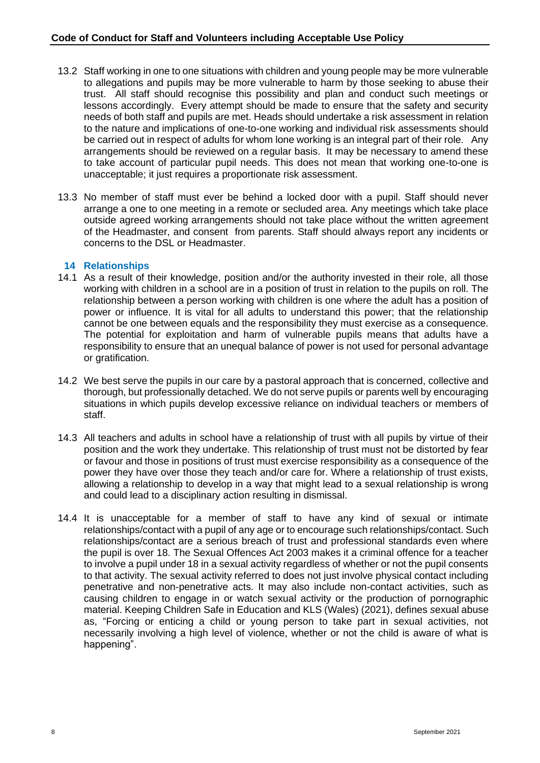13.2 Staff working in one to one situations with children and young people may be more vulnerable to allegations and pupils may be more vulnerable to harm by those seeking to abuse their trust. All staff should recognise this possibility and plan and conduct such meetings or lessons accordingly. Every attempt should be made to ensure that the safety and security needs of both staff and pupils are met. Heads should undertake a risk assessment in relation to the nature and implications of one-to-one working and individual risk assessments should be carried out in respect of adults for whom lone working is an integral part of their role. Any arrangements should be reviewed on a regular basis. It may be necessary to amend these to take account of particular pupil needs. This does not mean that working one-to-one is unacceptable; it just requires a proportionate risk assessment.

13.3 No member of staff must ever be behind a locked door with a pupil. Staff should never arrange a one to one meeting in a remote or secluded area. Any meetings which take place outside agreed working arrangements should not take place without the written agreement of the Headmaster, and consent from parents. Staff should always report any incidents or concerns to the DSL or Headmaster.

## 14 Relationships

14.1 As a result of their knowledge, position and/or the authority invested in their role, all those working with children in a school are in a position of trust in relation to the pupils on roll. The relationship between a person working with children is one where the adult has a position of power or influence. It is vital for all adults to understand this power; that the relationship cannot be one between equals and the responsibility they must exercise as a consequence. The potential for exploitation and harm of vulnerable pupils means that adults have a responsibility to ensure that an unequal balance of power is not used for personal advantage or gratification.

14.2 We best serve the pupils in our care by a pastoral approach that is concerned, collective and thorough, but professionally detached. We do not serve pupils or parents well by encouraging situations in which pupils develop excessive reliance on individual teachers or members of staff.

14.3 All teachers and adults in school have a relationship of trust with all pupils by virtue of their position and the work they undertake. This relationship of trust must not be distorted by fear or favour and those in positions of trust must exercise responsibility as a consequence of the power they have over those they teach and/or care for. Where a relationship of trust exists, allowing a relationship to develop in a way that might lead to a sexual relationship is wrong and could lead to a disciplinary action resulting in dismissal.

14.4 It is unacceptable for a member of staff to have any kind of sexual or intimate relationships/contact with a pupil of any age or to encourage such relationships/contact. Such relationships/contact are a serious breach of trust and professional standards even where the pupil is over 18. The Sexual Offences Act 2003 makes it a criminal offence for a teacher to involve a pupil under 18 in a sexual activity regardless of whether or not the pupil consents to that activity. The sexual activity referred to does not just involve physical contact including penetrative and non-penetrative acts. It may also include non-contact activities, such as causing children to engage in or watch sexual activity or the production of pornographic material. Keeping Children Safe in Education and KLS (Wales) (2021), defines sexual abuse as, "Forcing or enticing a child or young person to take part in sexual activities, not necessarily involving a high level of violence, whether or not the child is aware of what is happening".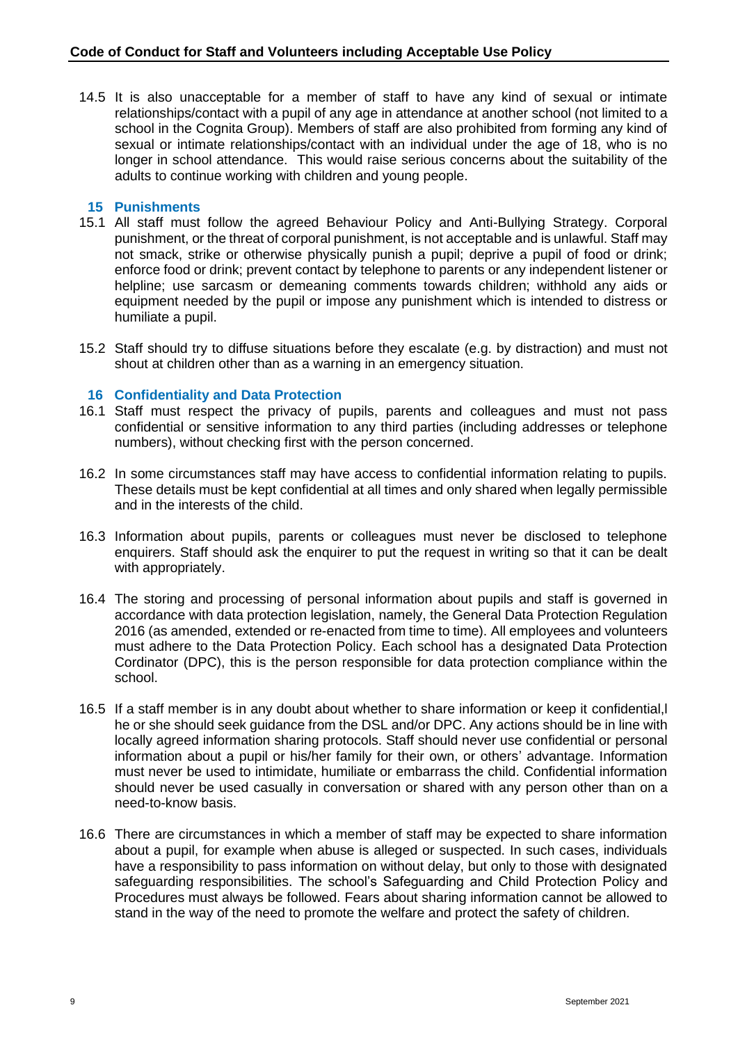14.5 It is also unacceptable for a member of staff to have any kind of sexual or intimate relationships/contact with a pupil of any age in attendance at another school (not limited to a school in the Cognita Group). Members of staff are also prohibited from forming any kind of sexual or intimate relationships/contact with an individual under the age of 18, who is no longer in school attendance. This would raise serious concerns about the suitability of the adults to continue working with children and young people.

## 15 Punishments

15.1 All staff must follow the agreed Behaviour Policy and Anti-Bullying Strategy. Corporal punishment, or the threat of corporal punishment, is not acceptable and is unlawful. Staff may not smack, strike or otherwise physically punish a pupil; deprive a pupil of food or drink; enforce food or drink; prevent contact by telephone to parents or any independent listener or helpline; use sarcasm or demeaning comments towards children; withhold any aids or equipment needed by the pupil or impose any punishment which is intended to distress or humiliate a pupil.

15.2 Staff should try to diffuse situations before they escalate (e.g. by distraction) and must not shout at children other than as a warning in an emergency situation.

## 16 Confidentiality and Data Protection

16.1 Staff must respect the privacy of pupils, parents and colleagues and must not pass confidential or sensitive information to any third parties (including addresses or telephone numbers), without checking first with the person concerned.

16.2 In some circumstances staff may have access to confidential information relating to pupils. These details must be kept confidential at all times and only shared when legally permissible and in the interests of the child.

16.3 Information about pupils, parents or colleagues must never be disclosed to telephone enquirers. Staff should ask the enquirer to put the request in writing so that it can be dealt with appropriately.

16.4 The storing and processing of personal information about pupils and staff is governed in accordance with data protection legislation, namely, the General Data Protection Regulation 2016 (as amended, extended or re-enacted from time to time). All employees and volunteers must adhere to the Data Protection Policy. Each school has a designated Data Protection Cordinator (DPC), this is the person responsible for data protection compliance within the school.

16.5 If a staff member is in any doubt about whether to share information or keep it confidential,l he or she should seek guidance from the DSL and/or DPC. Any actions should be in line with locally agreed information sharing protocols. Staff should never use confidential or personal information about a pupil or his/her family for their own, or others' advantage. Information must never be used to intimidate, humiliate or embarrass the child. Confidential information should never be used casually in conversation or shared with any person other than on a need-to-know basis.

16.6 There are circumstances in which a member of staff may be expected to share information about a pupil, for example when abuse is alleged or suspected. In such cases, individuals have a responsibility to pass information on without delay, but only to those with designated safeguarding responsibilities. The school's Safeguarding and Child Protection Policy and Procedures must always be followed. Fears about sharing information cannot be allowed to stand in the way of the need to promote the welfare and protect the safety of children.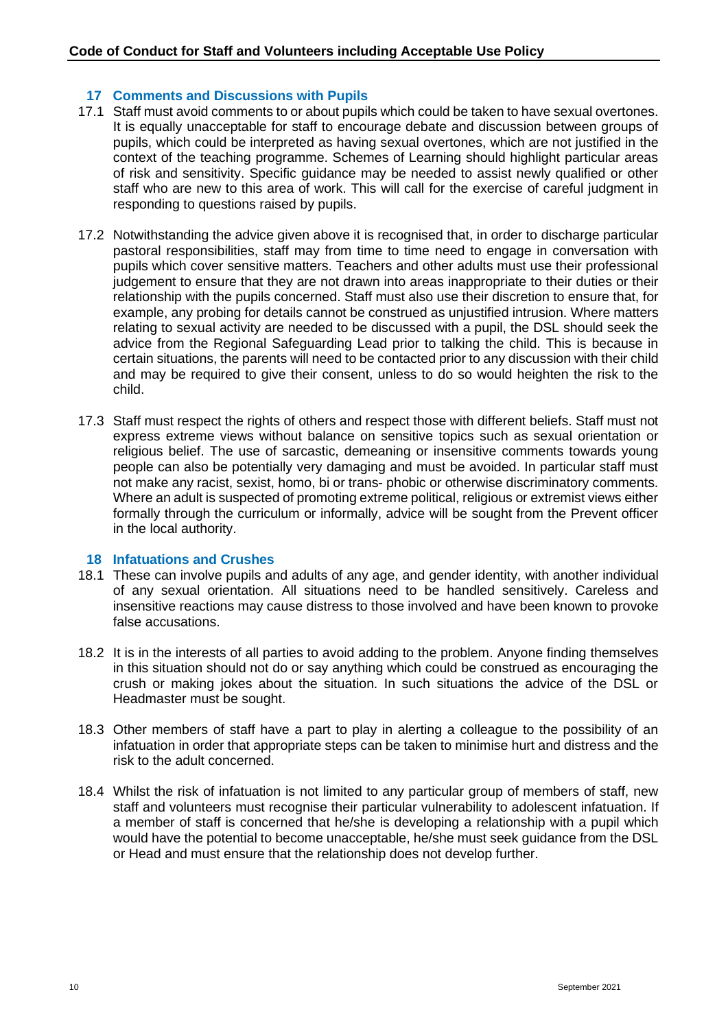## 17 Comments and Discussions with Pupils

17.1 Staff must avoid comments to or about pupils which could be taken to have sexual overtones. It is equally unacceptable for staff to encourage debate and discussion between groups of pupils, which could be interpreted as having sexual overtones, which are not justified in the context of the teaching programme. Schemes of Learning should highlight particular areas of risk and sensitivity. Specific guidance may be needed to assist newly qualified or other staff who are new to this area of work. This will call for the exercise of careful judgment in responding to questions raised by pupils.

17.2 Notwithstanding the advice given above it is recognised that, in order to discharge particular pastoral responsibilities, staff may from time to time need to engage in conversation with pupils which cover sensitive matters. Teachers and other adults must use their professional judgement to ensure that they are not drawn into areas inappropriate to their duties or their relationship with the pupils concerned. Staff must also use their discretion to ensure that, for example, any probing for details cannot be construed as unjustified intrusion. Where matters relating to sexual activity are needed to be discussed with a pupil, the DSL should seek the advice from the Regional Safeguarding Lead prior to talking the child. This is because in certain situations, the parents will need to be contacted prior to any discussion with their child and may be required to give their consent, unless to do so would heighten the risk to the child.

17.3 Staff must respect the rights of others and respect those with different beliefs. Staff must not express extreme views without balance on sensitive topics such as sexual orientation or religious belief. The use of sarcastic, demeaning or insensitive comments towards young people can also be potentially very damaging and must be avoided. In particular staff must not make any racist, sexist, homo, bi or trans- phobic or otherwise discriminatory comments. Where an adult is suspected of promoting extreme political, religious or extremist views either formally through the curriculum or informally, advice will be sought from the Prevent officer in the local authority.

## 18 Infatuations and Crushes

18.1 These can involve pupils and adults of any age, and gender identity, with another individual of any sexual orientation. All situations need to be handled sensitively. Careless and insensitive reactions may cause distress to those involved and have been known to provoke false accusations.

18.2 It is in the interests of all parties to avoid adding to the problem. Anyone finding themselves in this situation should not do or say anything which could be construed as encouraging the crush or making jokes about the situation. In such situations the advice of the DSL or Headmaster must be sought.

18.3 Other members of staff have a part to play in alerting a colleague to the possibility of an infatuation in order that appropriate steps can be taken to minimise hurt and distress and the risk to the adult concerned.

18.4 Whilst the risk of infatuation is not limited to any particular group of members of staff, new staff and volunteers must recognise their particular vulnerability to adolescent infatuation. If a member of staff is concerned that he/she is developing a relationship with a pupil which would have the potential to become unacceptable, he/she must seek guidance from the DSL or Head and must ensure that the relationship does not develop further.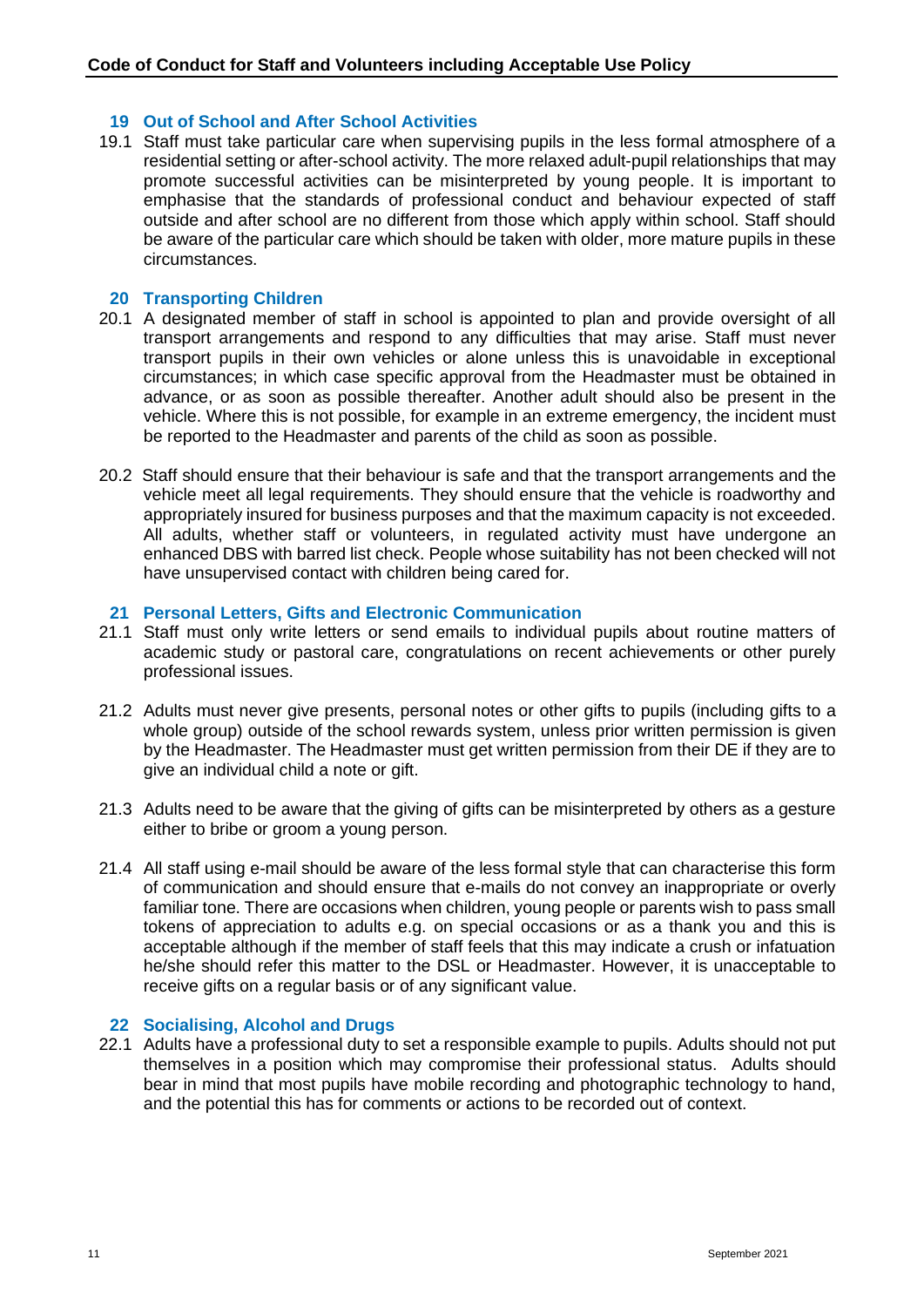## 19 Out of School and After School Activities

19.1 Staff must take particular care when supervising pupils in the less formal atmosphere of a residential setting or after-school activity. The more relaxed adult-pupil relationships that may promote successful activities can be misinterpreted by young people. It is important to emphasise that the standards of professional conduct and behaviour expected of staff outside and after school are no different from those which apply within school. Staff should be aware of the particular care which should be taken with older, more mature pupils in these circumstances.

## 20 Transporting Children

20.1 A designated member of staff in school is appointed to plan and provide oversight of all transport arrangements and respond to any difficulties that may arise. Staff must never transport pupils in their own vehicles or alone unless this is unavoidable in exceptional circumstances; in which case specific approval from the Headmaster must be obtained in advance, or as soon as possible thereafter. Another adult should also be present in the vehicle. Where this is not possible, for example in an extreme emergency, the incident must be reported to the Headmaster and parents of the child as soon as possible.

20.2 Staff should ensure that their behaviour is safe and that the transport arrangements and the vehicle meet all legal requirements. They should ensure that the vehicle is roadworthy and appropriately insured for business purposes and that the maximum capacity is not exceeded. All adults, whether staff or volunteers, in regulated activity must have undergone an enhanced DBS with barred list check. People whose suitability has not been checked will not have unsupervised contact with children being cared for.

## 21 Personal Letters, Gifts and Electronic Communication

21.1 Staff must only write letters or send emails to individual pupils about routine matters of academic study or pastoral care, congratulations on recent achievements or other purely professional issues.

21.2 Adults must never give presents, personal notes or other gifts to pupils (including gifts to a whole group) outside of the school rewards system, unless prior written permission is given by the Headmaster. The Headmaster must get written permission from their DE if they are to give an individual child a note or gift.

21.3 Adults need to be aware that the giving of gifts can be misinterpreted by others as a gesture either to bribe or groom a young person.

21.4 All staff using e-mail should be aware of the less formal style that can characterise this form of communication and should ensure that e-mails do not convey an inappropriate or overly familiar tone. There are occasions when children, young people or parents wish to pass small tokens of appreciation to adults e.g. on special occasions or as a thank you and this is acceptable although if the member of staff feels that this may indicate a crush or infatuation he/she should refer this matter to the DSL or Headmaster. However, it is unacceptable to receive gifts on a regular basis or of any significant value.

## 22 Socialising, Alcohol and Drugs

22.1 Adults have a professional duty to set a responsible example to pupils. Adults should not put themselves in a position which may compromise their professional status. Adults should bear in mind that most pupils have mobile recording and photographic technology to hand, and the potential this has for comments or actions to be recorded out of context.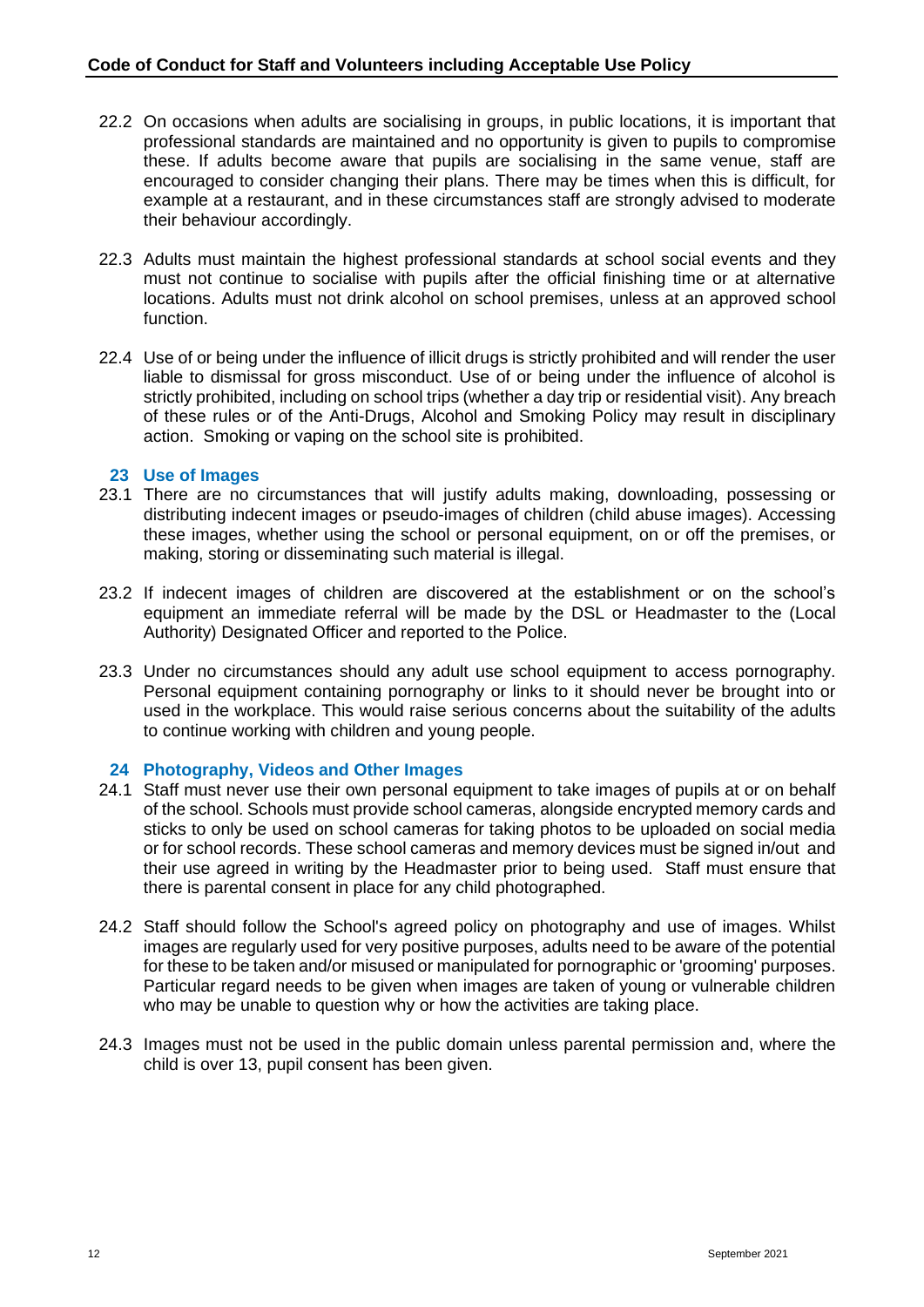22.2 On occasions when adults are socialising in groups, in public locations, it is important that professional standards are maintained and no opportunity is given to pupils to compromise these. If adults become aware that pupils are socialising in the same venue, staff are encouraged to consider changing their plans. There may be times when this is difficult, for example at a restaurant, and in these circumstances staff are strongly advised to moderate their behaviour accordingly.

22.3 Adults must maintain the highest professional standards at school social events and they must not continue to socialise with pupils after the official finishing time or at alternative locations. Adults must not drink alcohol on school premises, unless at an approved school function.

22.4 Use of or being under the influence of illicit drugs is strictly prohibited and will render the user liable to dismissal for gross misconduct. Use of or being under the influence of alcohol is strictly prohibited, including on school trips (whether a day trip or residential visit). Any breach of these rules or of the Anti-Drugs, Alcohol and Smoking Policy may result in disciplinary action. Smoking or vaping on the school site is prohibited.

## 23 Use of Images

23.1 There are no circumstances that will justify adults making, downloading, possessing or distributing indecent images or pseudo-images of children (child abuse images). Accessing these images, whether using the school or personal equipment, on or off the premises, or making, storing or disseminating such material is illegal.

23.2 If indecent images of children are discovered at the establishment or on the school's equipment an immediate referral will be made by the DSL or Headmaster to the (Local Authority) Designated Officer and reported to the Police.

23.3 Under no circumstances should any adult use school equipment to access pornography. Personal equipment containing pornography or links to it should never be brought into or used in the workplace. This would raise serious concerns about the suitability of the adults to continue working with children and young people.

## 24 Photography, Videos and Other Images

24.1 Staff must never use their own personal equipment to take images of pupils at or on behalf of the school. Schools must provide school cameras, alongside encrypted memory cards and sticks to only be used on school cameras for taking photos to be uploaded on social media or for school records. These school cameras and memory devices must be signed in/out and their use agreed in writing by the Headmaster prior to being used. Staff must ensure that there is parental consent in place for any child photographed.

24.2 Staff should follow the School's agreed policy on photography and use of images. Whilst images are regularly used for very positive purposes, adults need to be aware of the potential for these to be taken and/or misused or manipulated for pornographic or 'grooming' purposes. Particular regard needs to be given when images are taken of young or vulnerable children who may be unable to question why or how the activities are taking place.

24.3 Images must not be used in the public domain unless parental permission and, where the child is over 13, pupil consent has been given.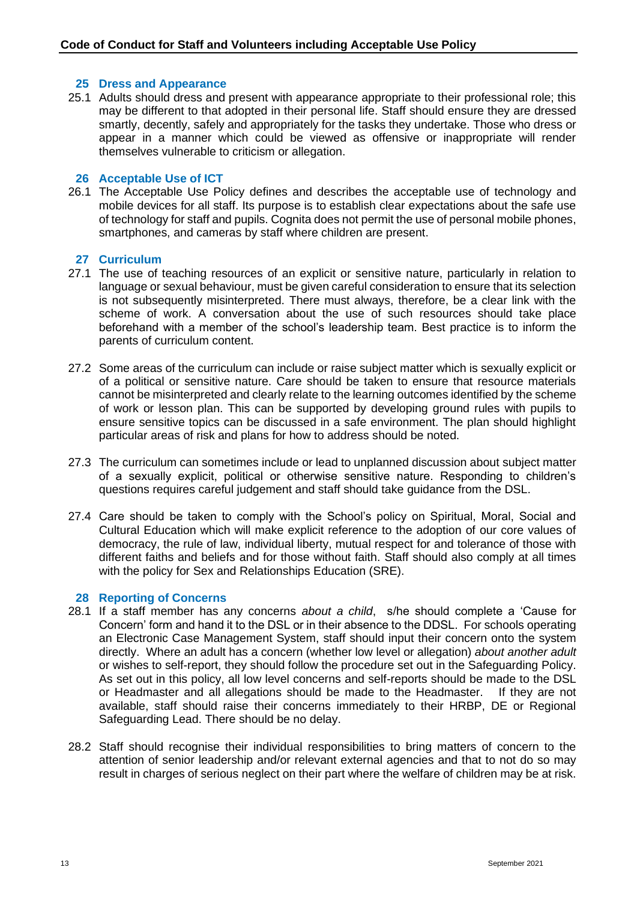## 25 Dress and Appearance

25.1 Adults should dress and present with appearance appropriate to their professional role; this may be different to that adopted in their personal life. Staff should ensure they are dressed smartly, decently, safely and appropriately for the tasks they undertake. Those who dress or appear in a manner which could be viewed as offensive or inappropriate will render themselves vulnerable to criticism or allegation.

## 26 Acceptable Use of ICT

26.1 The Acceptable Use Policy defines and describes the acceptable use of technology and mobile devices for all staff. Its purpose is to establish clear expectations about the safe use of technology for staff and pupils. Cognita does not permit the use of personal mobile phones, smartphones, and cameras by staff where children are present.

## 27 Curriculum

27.1 The use of teaching resources of an explicit or sensitive nature, particularly in relation to language or sexual behaviour, must be given careful consideration to ensure that its selection is not subsequently misinterpreted. There must always, therefore, be a clear link with the scheme of work. A conversation about the use of such resources should take place beforehand with a member of the school's leadership team. Best practice is to inform the parents of curriculum content.

27.2 Some areas of the curriculum can include or raise subject matter which is sexually explicit or of a political or sensitive nature. Care should be taken to ensure that resource materials cannot be misinterpreted and clearly relate to the learning outcomes identified by the scheme of work or lesson plan. This can be supported by developing ground rules with pupils to ensure sensitive topics can be discussed in a safe environment. The plan should highlight particular areas of risk and plans for how to address should be noted.

27.3 The curriculum can sometimes include or lead to unplanned discussion about subject matter of a sexually explicit, political or otherwise sensitive nature. Responding to children's questions requires careful judgement and staff should take guidance from the DSL.

27.4 Care should be taken to comply with the School's policy on Spiritual, Moral, Social and Cultural Education which will make explicit reference to the adoption of our core values of democracy, the rule of law, individual liberty, mutual respect for and tolerance of those with different faiths and beliefs and for those without faith. Staff should also comply at all times with the policy for Sex and Relationships Education (SRE).

## 28 Reporting of Concerns

28.1 If a staff member has any concerns *about a child*, s/he should complete a 'Cause for Concern' form and hand it to the DSL or in their absence to the DDSL. For schools operating an Electronic Case Management System, staff should input their concern onto the system directly. Where an adult has a concern (whether low level or allegation) *about another adult* or wishes to self-report, they should follow the procedure set out in the Safeguarding Policy. As set out in this policy, all low level concerns and self-reports should be made to the DSL or Headmaster and all allegations should be made to the Headmaster. If they are not available, staff should raise their concerns immediately to their HRBP, DE or Regional Safeguarding Lead. There should be no delay.

28.2 Staff should recognise their individual responsibilities to bring matters of concern to the attention of senior leadership and/or relevant external agencies and that to not do so may result in charges of serious neglect on their part where the welfare of children may be at risk.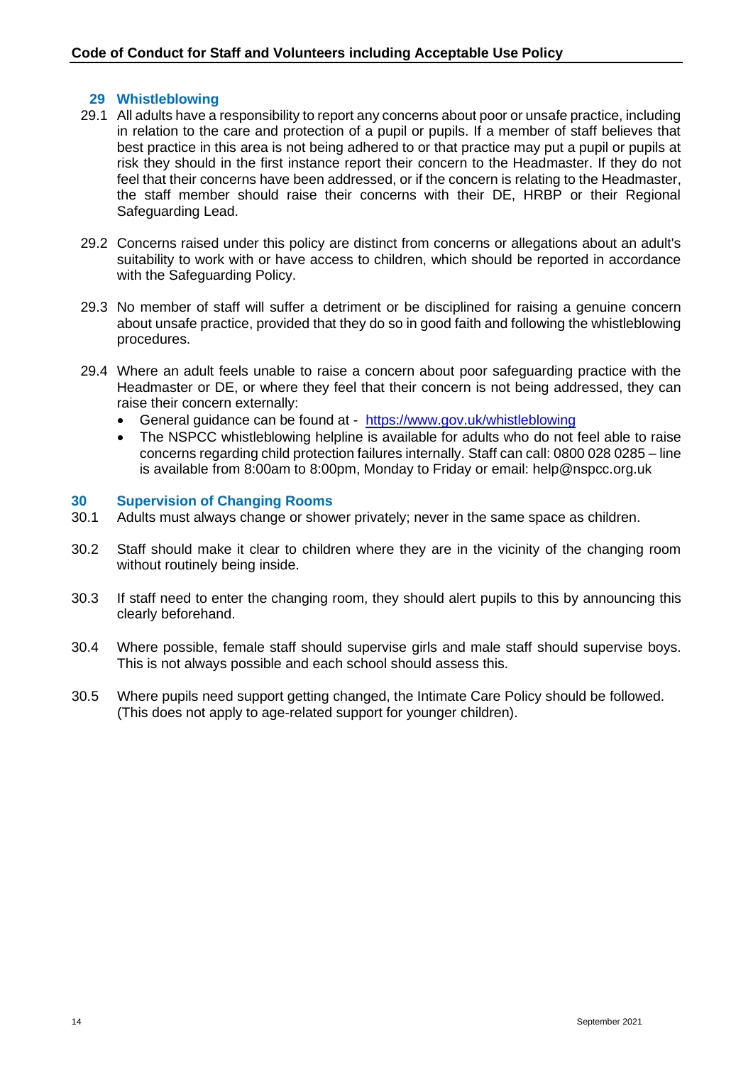## 29 Whistleblowing

29.1 All adults have a responsibility to report any concerns about poor or unsafe practice, including in relation to the care and protection of a pupil or pupils. If a member of staff believes that best practice in this area is not being adhered to or that practice may put a pupil or pupils at risk they should in the first instance report their concern to the Headmaster. If they do not feel that their concerns have been addressed, or if the concern is relating to the Headmaster, the staff member should raise their concerns with their DE, HRBP or their Regional Safeguarding Lead.

29.2 Concerns raised under this policy are distinct from concerns or allegations about an adult's suitability to work with or have access to children, which should be reported in accordance with the Safeguarding Policy.

29.3 No member of staff will suffer a detriment or be disciplined for raising a genuine concern about unsafe practice, provided that they do so in good faith and following the whistleblowing procedures.

29.4 Where an adult feels unable to raise a concern about poor safeguarding practice with the Headmaster or DE, or where they feel that their concern is not being addressed, they can raise their concern externally:

- General guidance can be found at - [https://www.gov.uk/whistleblowing](https://www.gov.uk/whistleblowing)
- The NSPCC whistleblowing helpline is available for adults who do not feel able to raise concerns regarding child protection failures internally. Staff can call: 0800 028 0285 – line is available from 8:00am to 8:00pm, Monday to Friday or email: help@nspcc.org.uk

## 30 Supervision of Changing Rooms

30.1 Adults must always change or shower privately; never in the same space as children.

30.2 Staff should make it clear to children where they are in the vicinity of the changing room without routinely being inside.

30.3 If staff need to enter the changing room, they should alert pupils to this by announcing this clearly beforehand.

30.4 Where possible, female staff should supervise girls and male staff should supervise boys. This is not always possible and each school should assess this.

30.5 Where pupils need support getting changed, the Intimate Care Policy should be followed. (This does not apply to age-related support for younger children).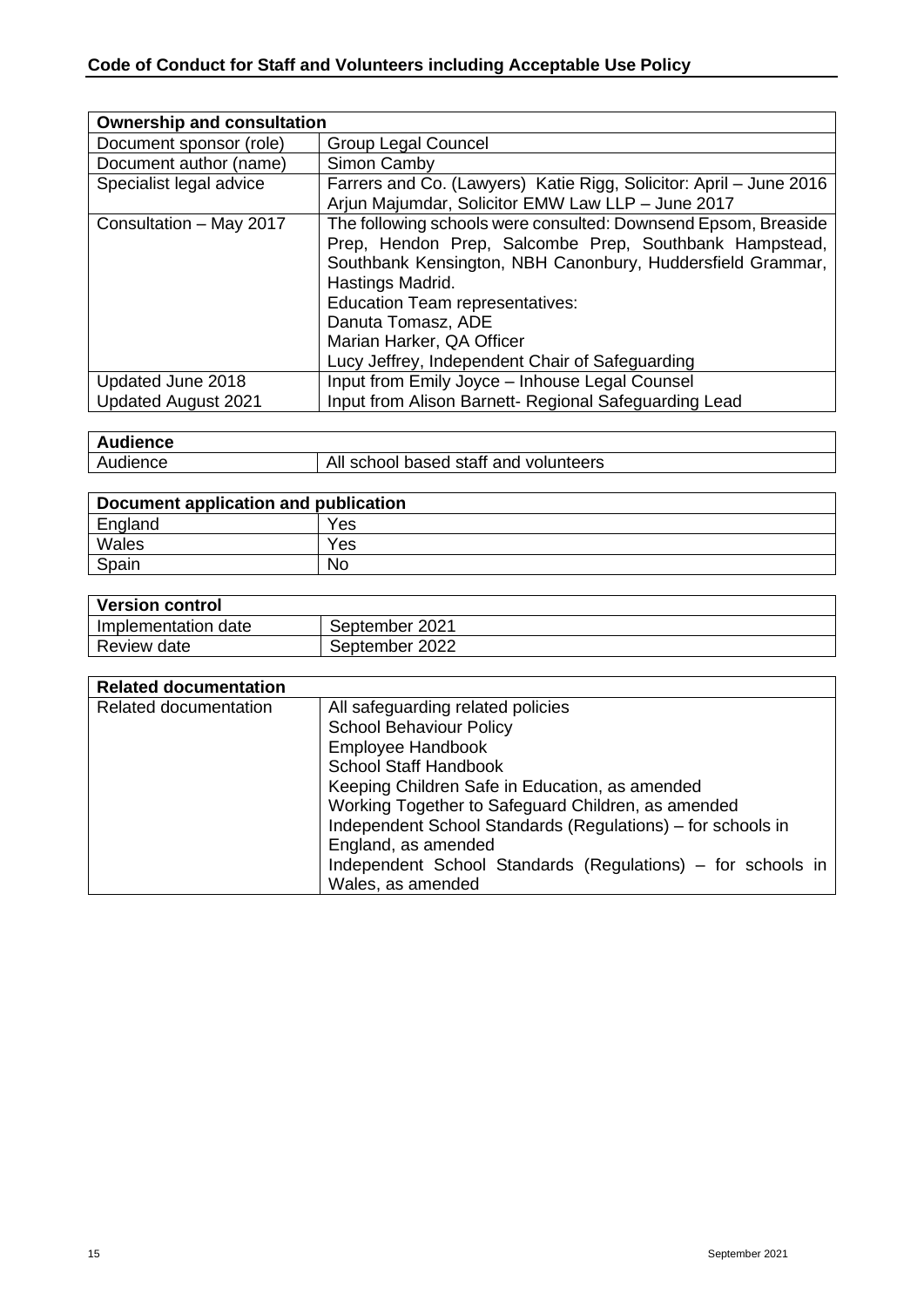| **Ownership and consultation** | |
|---|---|
| Document sponsor (role) | Group Legal Councel |
| Document author (name) | Simon Camby |
| Specialist legal advice | Farrers and Co. (Lawyers) Katie Rigg, Solicitor: April – June 2016<br>Arjun Majumdar, Solicitor EMW Law LLP – June 2017 |
| Consultation – May 2017 | The following schools were consulted: Downsend Epsom, Breaside Prep, Hendon Prep, Salcombe Prep, Southbank Hampstead, Southbank Kensington, NBH Canonbury, Huddersfield Grammar, Hastings Madrid.<br>Education Team representatives:<br>Danuta Tomasz, ADE<br>Marian Harker, QA Officer<br>Lucy Jeffrey, Independent Chair of Safeguarding |
| Updated June 2018<br>Updated August 2021 | Input from Emily Joyce – Inhouse Legal Counsel<br>Input from Alison Barnett- Regional Safeguarding Lead |

| **Audience** | |
|---|---|
| Audience | All school based staff and volunteers |

| **Document application and publication** | |
|---|---|
| England | Yes |
| Wales | Yes |
| Spain | No |

| **Version control** | |
|---|---|
| Implementation date | September 2021 |
| Review date | September 2022 |

| **Related documentation** | |
|---|---|
| Related documentation | All safeguarding related policies<br>School Behaviour Policy<br>Employee Handbook<br>School Staff Handbook<br>Keeping Children Safe in Education, as amended<br>Working Together to Safeguard Children, as amended<br>Independent School Standards (Regulations) – for schools in England, as amended<br>Independent School Standards (Regulations) – for schools in Wales, as amended |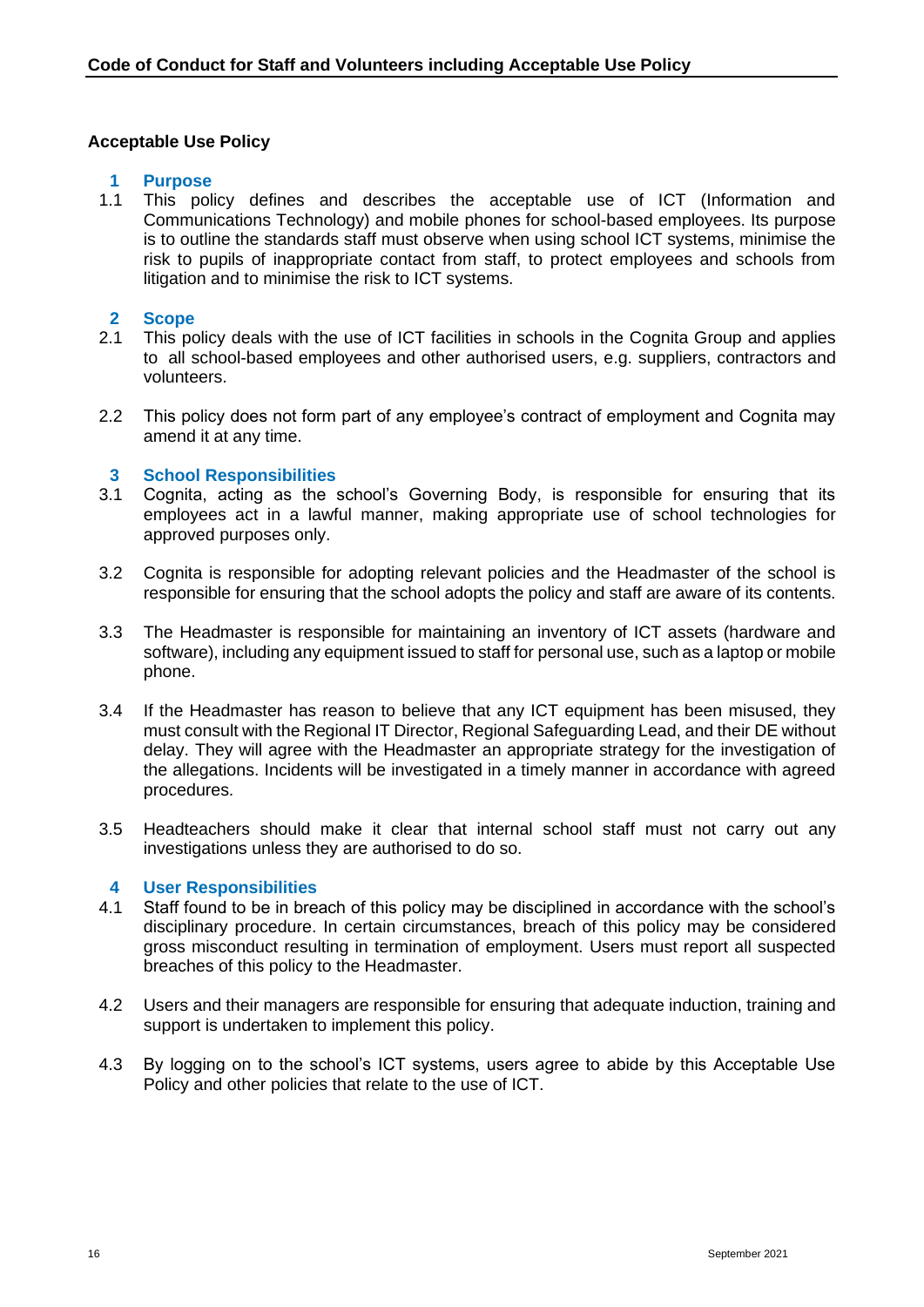## Acceptable Use Policy

### 1 Purpose

1.1 This policy defines and describes the acceptable use of ICT (Information and Communications Technology) and mobile phones for school-based employees. Its purpose is to outline the standards staff must observe when using school ICT systems, minimise the risk to pupils of inappropriate contact from staff, to protect employees and schools from litigation and to minimise the risk to ICT systems.

### 2 Scope

2.1 This policy deals with the use of ICT facilities in schools in the Cognita Group and applies to all school-based employees and other authorised users, e.g. suppliers, contractors and volunteers.

2.2 This policy does not form part of any employee's contract of employment and Cognita may amend it at any time.

### 3 School Responsibilities

3.1 Cognita, acting as the school's Governing Body, is responsible for ensuring that its employees act in a lawful manner, making appropriate use of school technologies for approved purposes only.

3.2 Cognita is responsible for adopting relevant policies and the Headmaster of the school is responsible for ensuring that the school adopts the policy and staff are aware of its contents.

3.3 The Headmaster is responsible for maintaining an inventory of ICT assets (hardware and software), including any equipment issued to staff for personal use, such as a laptop or mobile phone.

3.4 If the Headmaster has reason to believe that any ICT equipment has been misused, they must consult with the Regional IT Director, Regional Safeguarding Lead, and their DE without delay. They will agree with the Headmaster an appropriate strategy for the investigation of the allegations. Incidents will be investigated in a timely manner in accordance with agreed procedures.

3.5 Headteachers should make it clear that internal school staff must not carry out any investigations unless they are authorised to do so.

### 4 User Responsibilities

4.1 Staff found to be in breach of this policy may be disciplined in accordance with the school's disciplinary procedure. In certain circumstances, breach of this policy may be considered gross misconduct resulting in termination of employment. Users must report all suspected breaches of this policy to the Headmaster.

4.2 Users and their managers are responsible for ensuring that adequate induction, training and support is undertaken to implement this policy.

4.3 By logging on to the school's ICT systems, users agree to abide by this Acceptable Use Policy and other policies that relate to the use of ICT.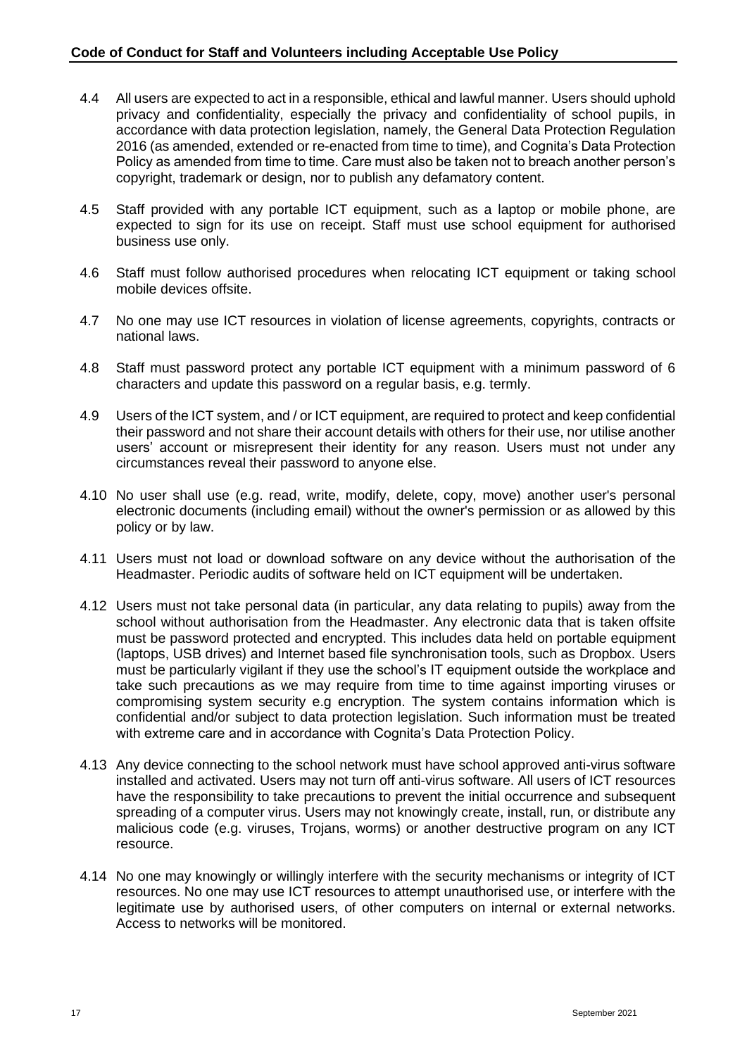4.4 All users are expected to act in a responsible, ethical and lawful manner. Users should uphold privacy and confidentiality, especially the privacy and confidentiality of school pupils, in accordance with data protection legislation, namely, the General Data Protection Regulation 2016 (as amended, extended or re-enacted from time to time), and Cognita's Data Protection Policy as amended from time to time. Care must also be taken not to breach another person's copyright, trademark or design, nor to publish any defamatory content.

4.5 Staff provided with any portable ICT equipment, such as a laptop or mobile phone, are expected to sign for its use on receipt. Staff must use school equipment for authorised business use only.

4.6 Staff must follow authorised procedures when relocating ICT equipment or taking school mobile devices offsite.

4.7 No one may use ICT resources in violation of license agreements, copyrights, contracts or national laws.

4.8 Staff must password protect any portable ICT equipment with a minimum password of 6 characters and update this password on a regular basis, e.g. termly.

4.9 Users of the ICT system, and / or ICT equipment, are required to protect and keep confidential their password and not share their account details with others for their use, nor utilise another users' account or misrepresent their identity for any reason. Users must not under any circumstances reveal their password to anyone else.

4.10 No user shall use (e.g. read, write, modify, delete, copy, move) another user's personal electronic documents (including email) without the owner's permission or as allowed by this policy or by law.

4.11 Users must not load or download software on any device without the authorisation of the Headmaster. Periodic audits of software held on ICT equipment will be undertaken.

4.12 Users must not take personal data (in particular, any data relating to pupils) away from the school without authorisation from the Headmaster. Any electronic data that is taken offsite must be password protected and encrypted. This includes data held on portable equipment (laptops, USB drives) and Internet based file synchronisation tools, such as Dropbox. Users must be particularly vigilant if they use the school's IT equipment outside the workplace and take such precautions as we may require from time to time against importing viruses or compromising system security e.g encryption. The system contains information which is confidential and/or subject to data protection legislation. Such information must be treated with extreme care and in accordance with Cognita's Data Protection Policy.

4.13 Any device connecting to the school network must have school approved anti-virus software installed and activated. Users may not turn off anti-virus software. All users of ICT resources have the responsibility to take precautions to prevent the initial occurrence and subsequent spreading of a computer virus. Users may not knowingly create, install, run, or distribute any malicious code (e.g. viruses, Trojans, worms) or another destructive program on any ICT resource.

4.14 No one may knowingly or willingly interfere with the security mechanisms or integrity of ICT resources. No one may use ICT resources to attempt unauthorised use, or interfere with the legitimate use by authorised users, of other computers on internal or external networks. Access to networks will be monitored.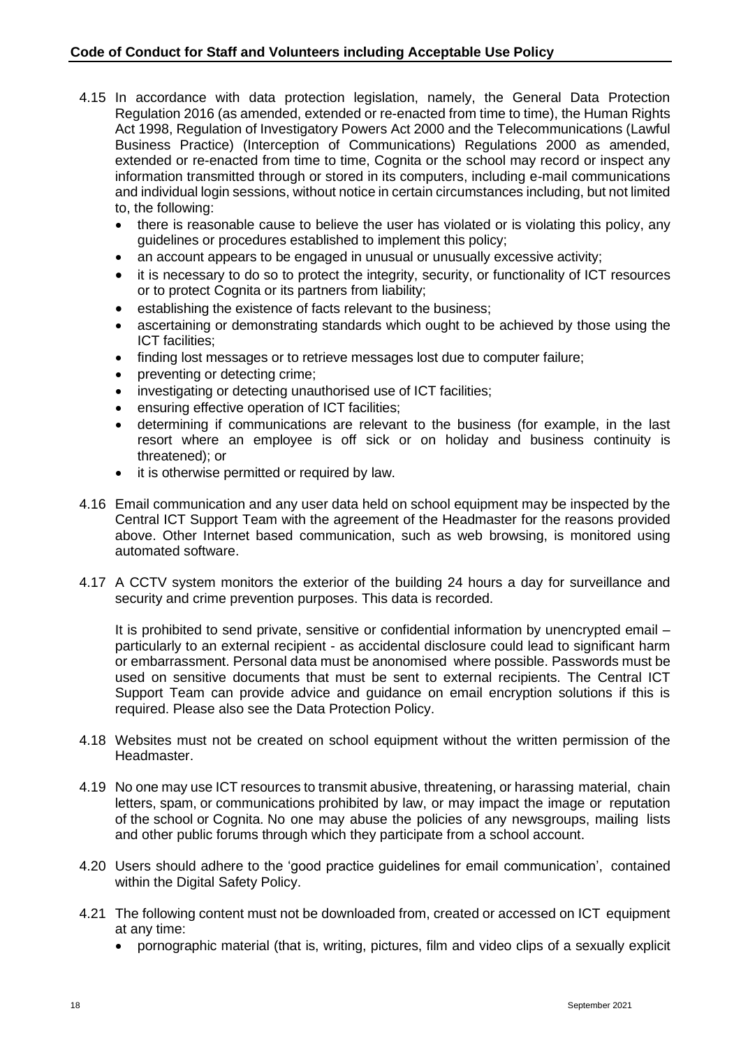- 4.15 In accordance with data protection legislation, namely, the General Data Protection Regulation 2016 (as amended, extended or re-enacted from time to time), the Human Rights Act 1998, Regulation of Investigatory Powers Act 2000 and the Telecommunications (Lawful Business Practice) (Interception of Communications) Regulations 2000 as amended, extended or re-enacted from time to time, Cognita or the school may record or inspect any information transmitted through or stored in its computers, including e-mail communications and individual login sessions, without notice in certain circumstances including, but not limited to, the following:
  - there is reasonable cause to believe the user has violated or is violating this policy, any guidelines or procedures established to implement this policy;
  - an account appears to be engaged in unusual or unusually excessive activity;
  - it is necessary to do so to protect the integrity, security, or functionality of ICT resources or to protect Cognita or its partners from liability;
  - establishing the existence of facts relevant to the business;
  - ascertaining or demonstrating standards which ought to be achieved by those using the ICT facilities;
  - finding lost messages or to retrieve messages lost due to computer failure;
  - preventing or detecting crime;
  - investigating or detecting unauthorised use of ICT facilities;
  - ensuring effective operation of ICT facilities;
  - determining if communications are relevant to the business (for example, in the last resort where an employee is off sick or on holiday and business continuity is threatened); or
  - it is otherwise permitted or required by law.

- 4.16 Email communication and any user data held on school equipment may be inspected by the Central ICT Support Team with the agreement of the Headmaster for the reasons provided above. Other Internet based communication, such as web browsing, is monitored using automated software.

- 4.17 A CCTV system monitors the exterior of the building 24 hours a day for surveillance and security and crime prevention purposes. This data is recorded.

  It is prohibited to send private, sensitive or confidential information by unencrypted email – particularly to an external recipient - as accidental disclosure could lead to significant harm or embarrassment. Personal data must be anonomised where possible. Passwords must be used on sensitive documents that must be sent to external recipients. The Central ICT Support Team can provide advice and guidance on email encryption solutions if this is required. Please also see the Data Protection Policy.

- 4.18 Websites must not be created on school equipment without the written permission of the Headmaster.

- 4.19 No one may use ICT resources to transmit abusive, threatening, or harassing material, chain letters, spam, or communications prohibited by law, or may impact the image or reputation of the school or Cognita. No one may abuse the policies of any newsgroups, mailing lists and other public forums through which they participate from a school account.

- 4.20 Users should adhere to the 'good practice guidelines for email communication', contained within the Digital Safety Policy.

- 4.21 The following content must not be downloaded from, created or accessed on ICT equipment at any time:
  - pornographic material (that is, writing, pictures, film and video clips of a sexually explicit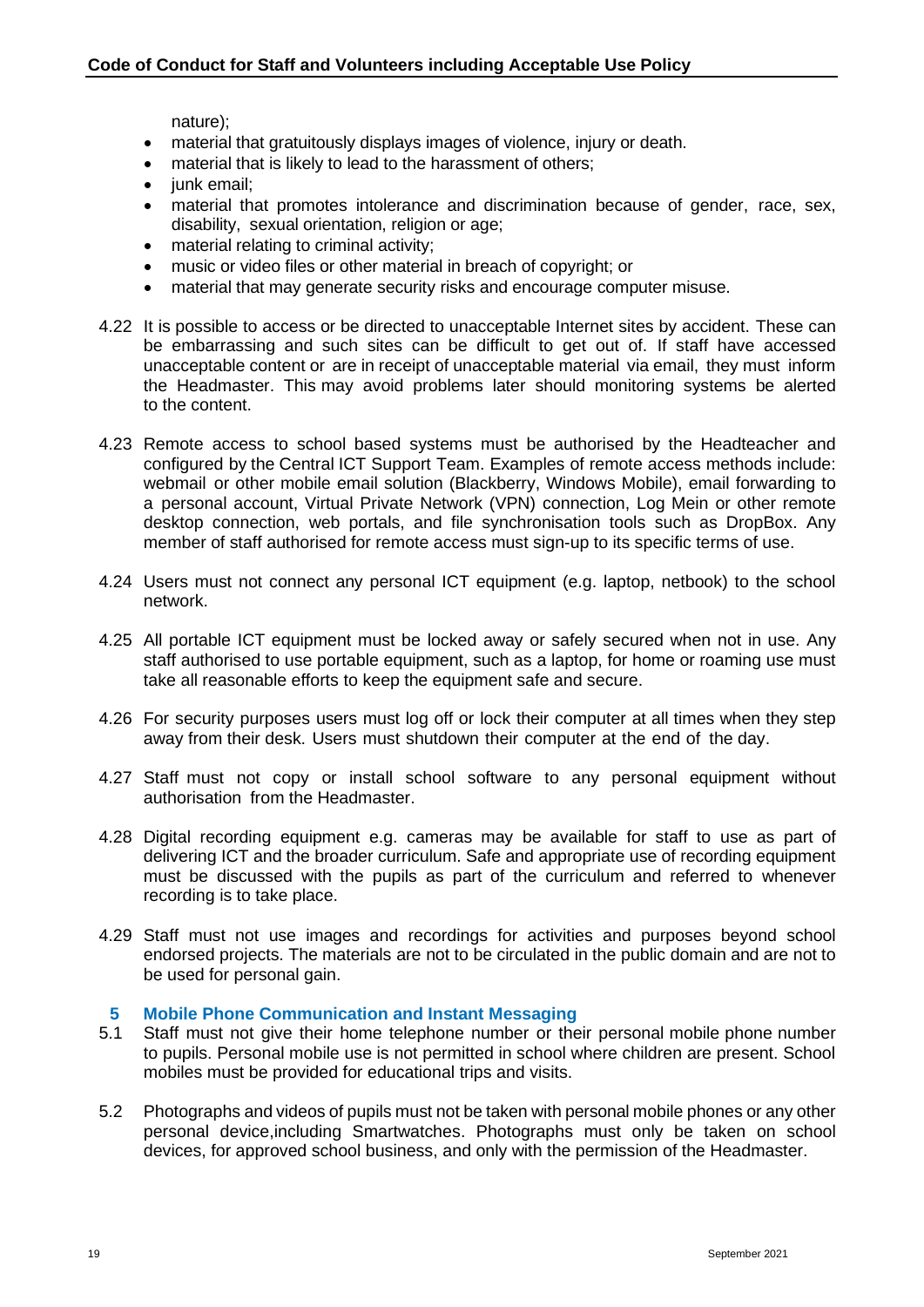nature);

- material that gratuitously displays images of violence, injury or death.
- material that is likely to lead to the harassment of others;
- junk email;
- material that promotes intolerance and discrimination because of gender, race, sex, disability, sexual orientation, religion or age;
- material relating to criminal activity;
- music or video files or other material in breach of copyright; or
- material that may generate security risks and encourage computer misuse.

4.22 It is possible to access or be directed to unacceptable Internet sites by accident. These can be embarrassing and such sites can be difficult to get out of. If staff have accessed unacceptable content or are in receipt of unacceptable material via email, they must inform the Headmaster. This may avoid problems later should monitoring systems be alerted to the content.

4.23 Remote access to school based systems must be authorised by the Headteacher and configured by the Central ICT Support Team. Examples of remote access methods include: webmail or other mobile email solution (Blackberry, Windows Mobile), email forwarding to a personal account, Virtual Private Network (VPN) connection, Log Mein or other remote desktop connection, web portals, and file synchronisation tools such as DropBox. Any member of staff authorised for remote access must sign-up to its specific terms of use.

4.24 Users must not connect any personal ICT equipment (e.g. laptop, netbook) to the school network.

4.25 All portable ICT equipment must be locked away or safely secured when not in use. Any staff authorised to use portable equipment, such as a laptop, for home or roaming use must take all reasonable efforts to keep the equipment safe and secure.

4.26 For security purposes users must log off or lock their computer at all times when they step away from their desk. Users must shutdown their computer at the end of the day.

4.27 Staff must not copy or install school software to any personal equipment without authorisation from the Headmaster.

4.28 Digital recording equipment e.g. cameras may be available for staff to use as part of delivering ICT and the broader curriculum. Safe and appropriate use of recording equipment must be discussed with the pupils as part of the curriculum and referred to whenever recording is to take place.

4.29 Staff must not use images and recordings for activities and purposes beyond school endorsed projects. The materials are not to be circulated in the public domain and are not to be used for personal gain.

## 5 Mobile Phone Communication and Instant Messaging

5.1 Staff must not give their home telephone number or their personal mobile phone number to pupils. Personal mobile use is not permitted in school where children are present. School mobiles must be provided for educational trips and visits.

5.2 Photographs and videos of pupils must not be taken with personal mobile phones or any other personal device,including Smartwatches. Photographs must only be taken on school devices, for approved school business, and only with the permission of the Headmaster.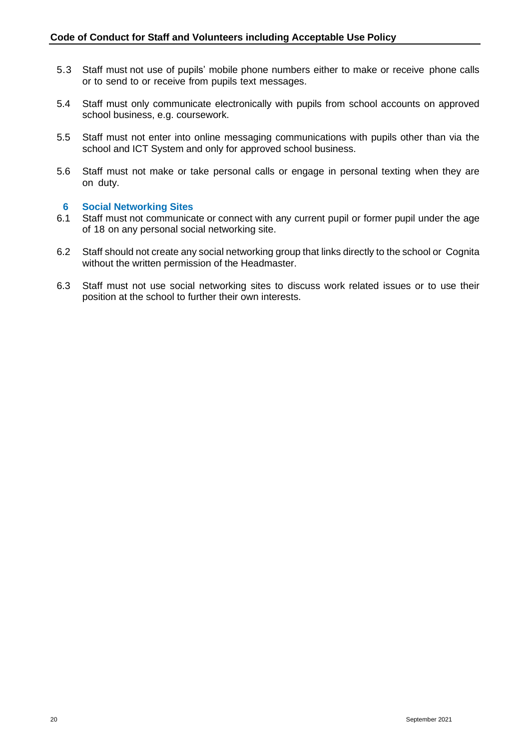5.3 Staff must not use of pupils' mobile phone numbers either to make or receive phone calls or to send to or receive from pupils text messages.

5.4 Staff must only communicate electronically with pupils from school accounts on approved school business, e.g. coursework.

5.5 Staff must not enter into online messaging communications with pupils other than via the school and ICT System and only for approved school business.

5.6 Staff must not make or take personal calls or engage in personal texting when they are on duty.

## 6 Social Networking Sites

6.1 Staff must not communicate or connect with any current pupil or former pupil under the age of 18 on any personal social networking site.

6.2 Staff should not create any social networking group that links directly to the school or Cognita without the written permission of the Headmaster.

6.3 Staff must not use social networking sites to discuss work related issues or to use their position at the school to further their own interests.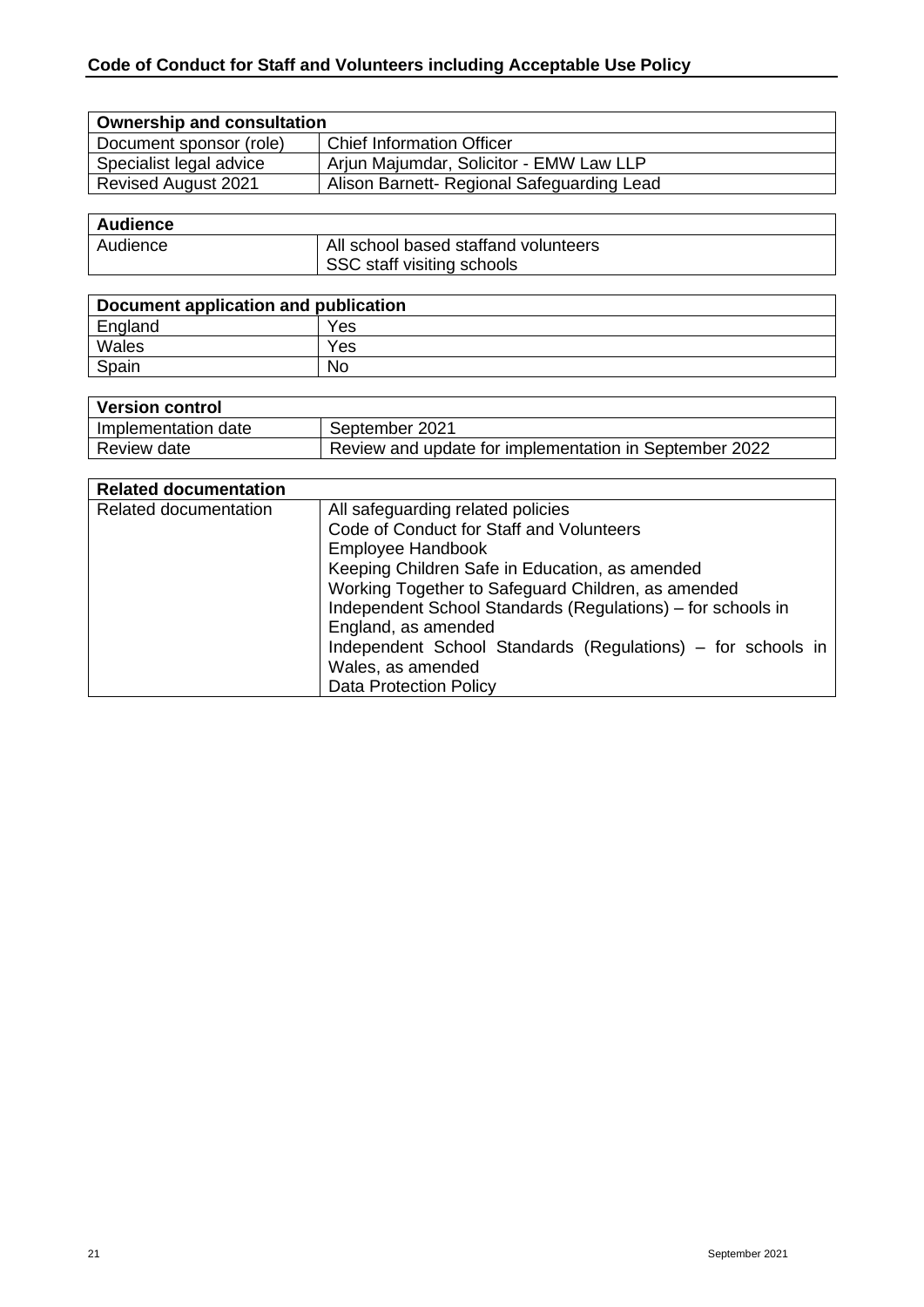## Code of Conduct for Staff and Volunteers including Acceptable Use Policy

| **Ownership and consultation** | |
| --- | --- |
| Document sponsor (role) | Chief Information Officer |
| Specialist legal advice | Arjun Majumdar, Solicitor - EMW Law LLP |
| Revised August 2021 | Alison Barnett- Regional Safeguarding Lead |

| **Audience** | |
| --- | --- |
| Audience | All school based staffand volunteers<br>SSC staff visiting schools |

| **Document application and publication** | |
| --- | --- |
| England | Yes |
| Wales | Yes |
| Spain | No |

| **Version control** | |
| --- | --- |
| Implementation date | September 2021 |
| Review date | Review and update for implementation in September 2022 |

| **Related documentation** | |
| --- | --- |
| Related documentation | All safeguarding related policies<br>Code of Conduct for Staff and Volunteers<br>Employee Handbook<br>Keeping Children Safe in Education, as amended<br>Working Together to Safeguard Children, as amended<br>Independent School Standards (Regulations) – for schools in England, as amended<br>Independent School Standards (Regulations) – for schools in Wales, as amended<br>Data Protection Policy |